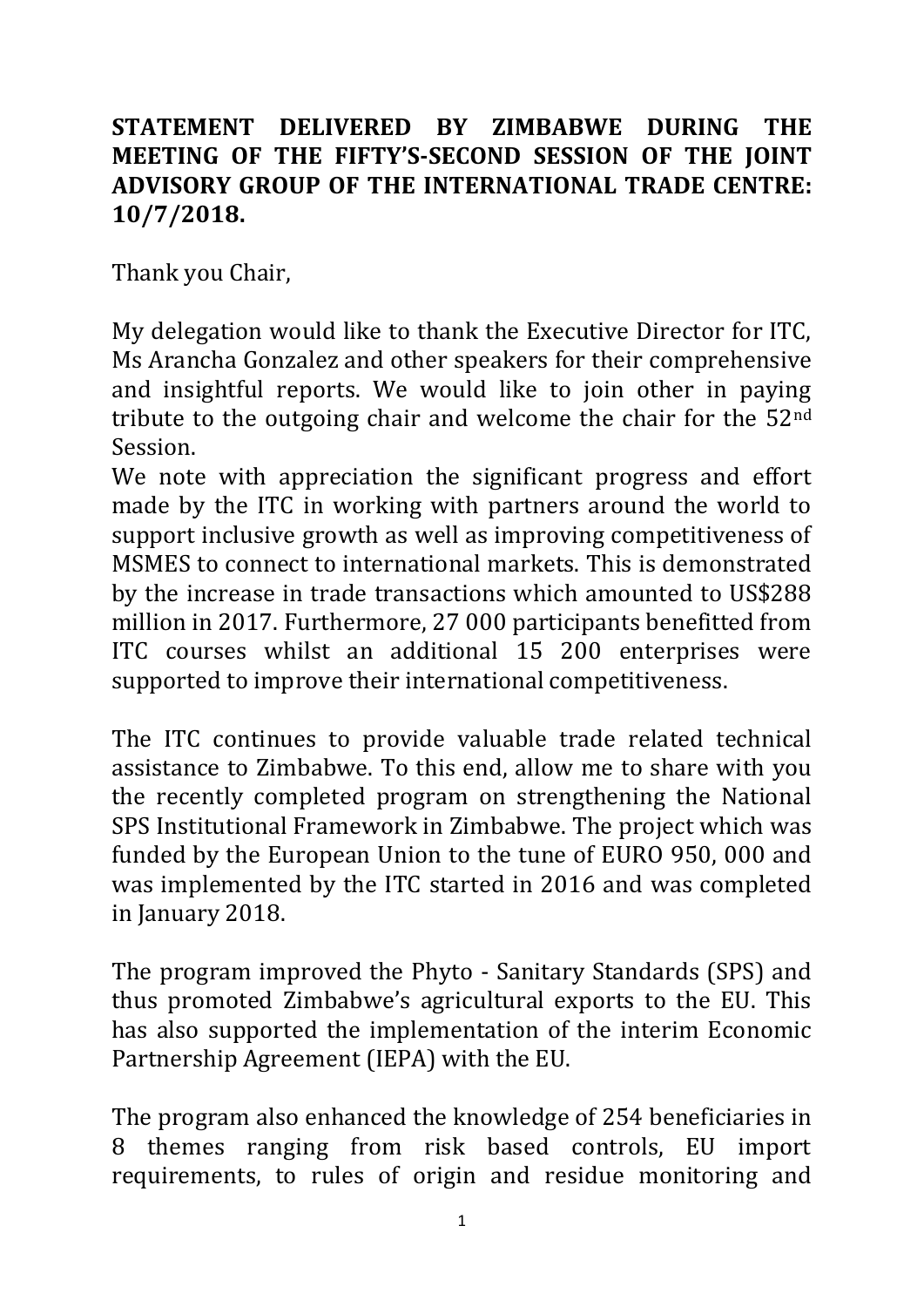**STATEMENT DELIVERED BY ZIMBABWE DURING THE MEETING OF THE FIFTY'S-SECOND SESSION OF THE JOINT ADVISORY GROUP OF THE INTERNATIONAL TRADE CENTRE: 10/7/2018.**

Thank you Chair,

My delegation would like to thank the Executive Director for ITC, Ms Arancha Gonzalez and other speakers for their comprehensive and insightful reports. We would like to join other in paying tribute to the outgoing chair and welcome the chair for the 52nd Session.

We note with appreciation the significant progress and effort made by the ITC in working with partners around the world to support inclusive growth as well as improving competitiveness of MSMES to connect to international markets. This is demonstrated by the increase in trade transactions which amounted to US$288 million in 2017. Furthermore, 27 000 participants benefitted from ITC courses whilst an additional 15 200 enterprises were supported to improve their international competitiveness.

The ITC continues to provide valuable trade related technical assistance to Zimbabwe. To this end, allow me to share with you the recently completed program on strengthening the National SPS Institutional Framework in Zimbabwe. The project which was funded by the European Union to the tune of EURO 950, 000 and was implemented by the ITC started in 2016 and was completed in January 2018.

The program improved the Phyto - Sanitary Standards (SPS) and thus promoted Zimbabwe's agricultural exports to the EU. This has also supported the implementation of the interim Economic Partnership Agreement (IEPA) with the EU.

The program also enhanced the knowledge of 254 beneficiaries in 8 themes ranging from risk based controls, EU import requirements, to rules of origin and residue monitoring and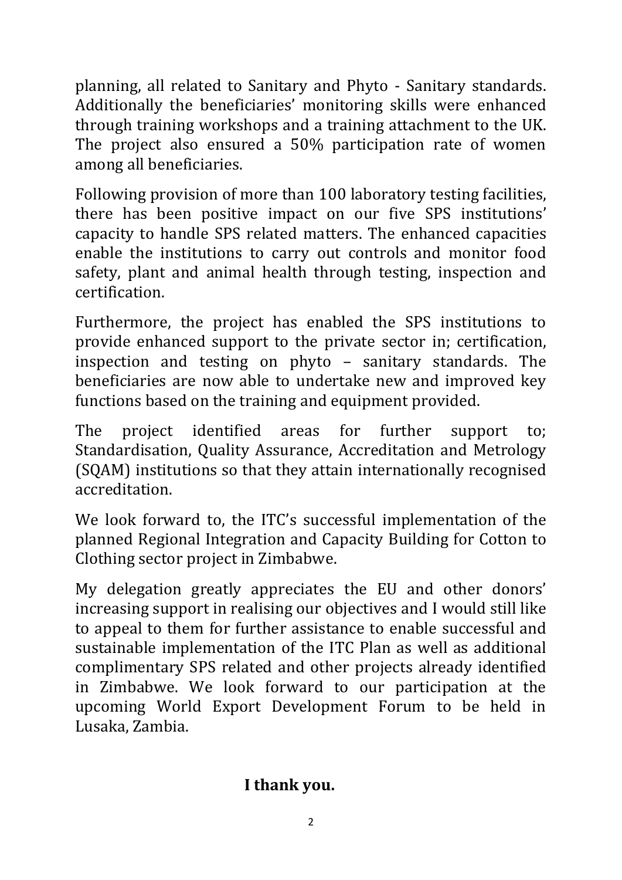planning, all related to Sanitary and Phyto - Sanitary standards. Additionally the beneficiaries' monitoring skills were enhanced through training workshops and a training attachment to the UK. The project also ensured a 50% participation rate of women among all beneficiaries.

Following provision of more than 100 laboratory testing facilities, there has been positive impact on our five SPS institutions' capacity to handle SPS related matters. The enhanced capacities enable the institutions to carry out controls and monitor food safety, plant and animal health through testing, inspection and certification.

Furthermore, the project has enabled the SPS institutions to provide enhanced support to the private sector in; certification, inspection and testing on phyto – sanitary standards. The beneficiaries are now able to undertake new and improved key functions based on the training and equipment provided.

The project identified areas for further support to; Standardisation, Quality Assurance, Accreditation and Metrology (SQAM) institutions so that they attain internationally recognised accreditation.

We look forward to, the ITC's successful implementation of the planned Regional Integration and Capacity Building for Cotton to Clothing sector project in Zimbabwe.

My delegation greatly appreciates the EU and other donors' increasing support in realising our objectives and I would still like to appeal to them for further assistance to enable successful and sustainable implementation of the ITC Plan as well as additional complimentary SPS related and other projects already identified in Zimbabwe. We look forward to our participation at the upcoming World Export Development Forum to be held in Lusaka, Zambia.

**I thank you.**